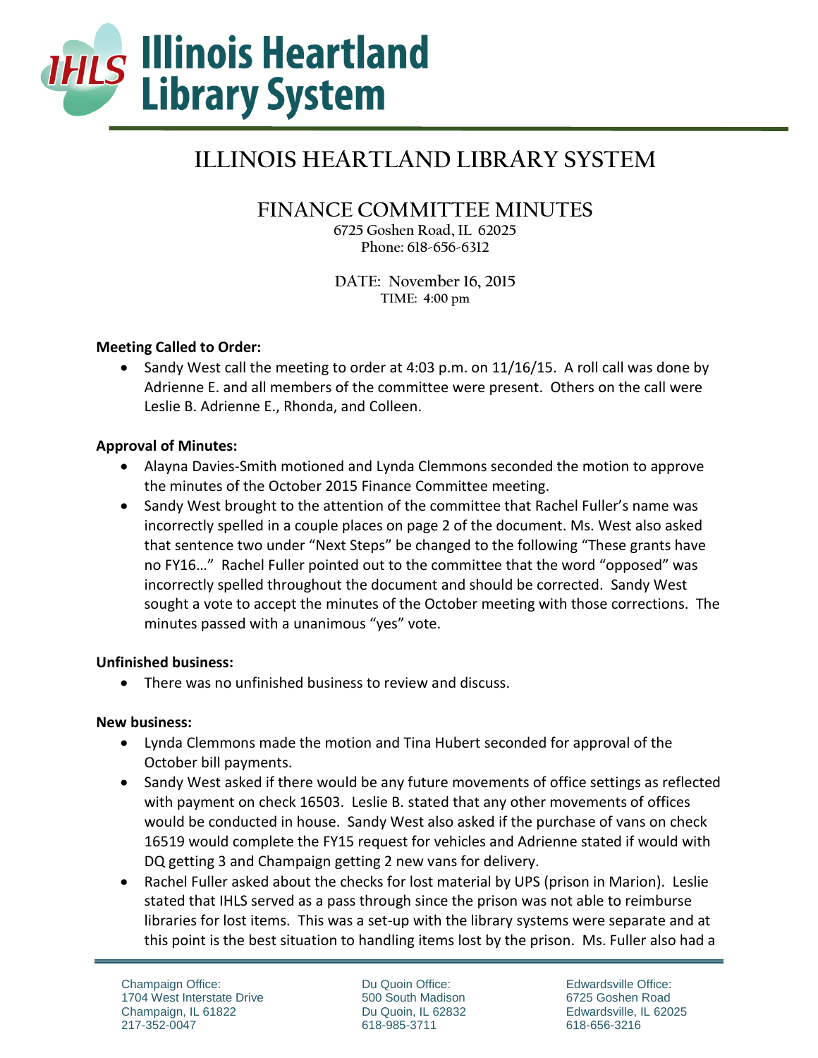# ILLINOIS HEARTLAND LIBRARY SYSTEM

## FINANCE COMMITTEE MINUTES

6725 Goshen Road, IL 62025
Phone: 618-656-6312

DATE: November 16, 2015
TIME: 4:00 pm

**Meeting Called to Order:**

- Sandy West call the meeting to order at 4:03 p.m. on 11/16/15. A roll call was done by Adrienne E. and all members of the committee were present. Others on the call were Leslie B. Adrienne E., Rhonda, and Colleen.

**Approval of Minutes:**

- Alayna Davies-Smith motioned and Lynda Clemmons seconded the motion to approve the minutes of the October 2015 Finance Committee meeting.
- Sandy West brought to the attention of the committee that Rachel Fuller's name was incorrectly spelled in a couple places on page 2 of the document. Ms. West also asked that sentence two under "Next Steps" be changed to the following "These grants have no FY16…" Rachel Fuller pointed out to the committee that the word "opposed" was incorrectly spelled throughout the document and should be corrected. Sandy West sought a vote to accept the minutes of the October meeting with those corrections. The minutes passed with a unanimous "yes" vote.

**Unfinished business:**

- There was no unfinished business to review and discuss.

**New business:**

- Lynda Clemmons made the motion and Tina Hubert seconded for approval of the October bill payments.
- Sandy West asked if there would be any future movements of office settings as reflected with payment on check 16503. Leslie B. stated that any other movements of offices would be conducted in house. Sandy West also asked if the purchase of vans on check 16519 would complete the FY15 request for vehicles and Adrienne stated if would with DQ getting 3 and Champaign getting 2 new vans for delivery.
- Rachel Fuller asked about the checks for lost material by UPS (prison in Marion). Leslie stated that IHLS served as a pass through since the prison was not able to reimburse libraries for lost items. This was a set-up with the library systems were separate and at this point is the best situation to handling items lost by the prison. Ms. Fuller also had a

Champaign Office:
1704 West Interstate Drive
Champaign, IL 61822
217-352-0047

Du Quoin Office:
500 South Madison
Du Quoin, IL 62832
618-985-3711

Edwardsville Office:
6725 Goshen Road
Edwardsville, IL 62025
618-656-3216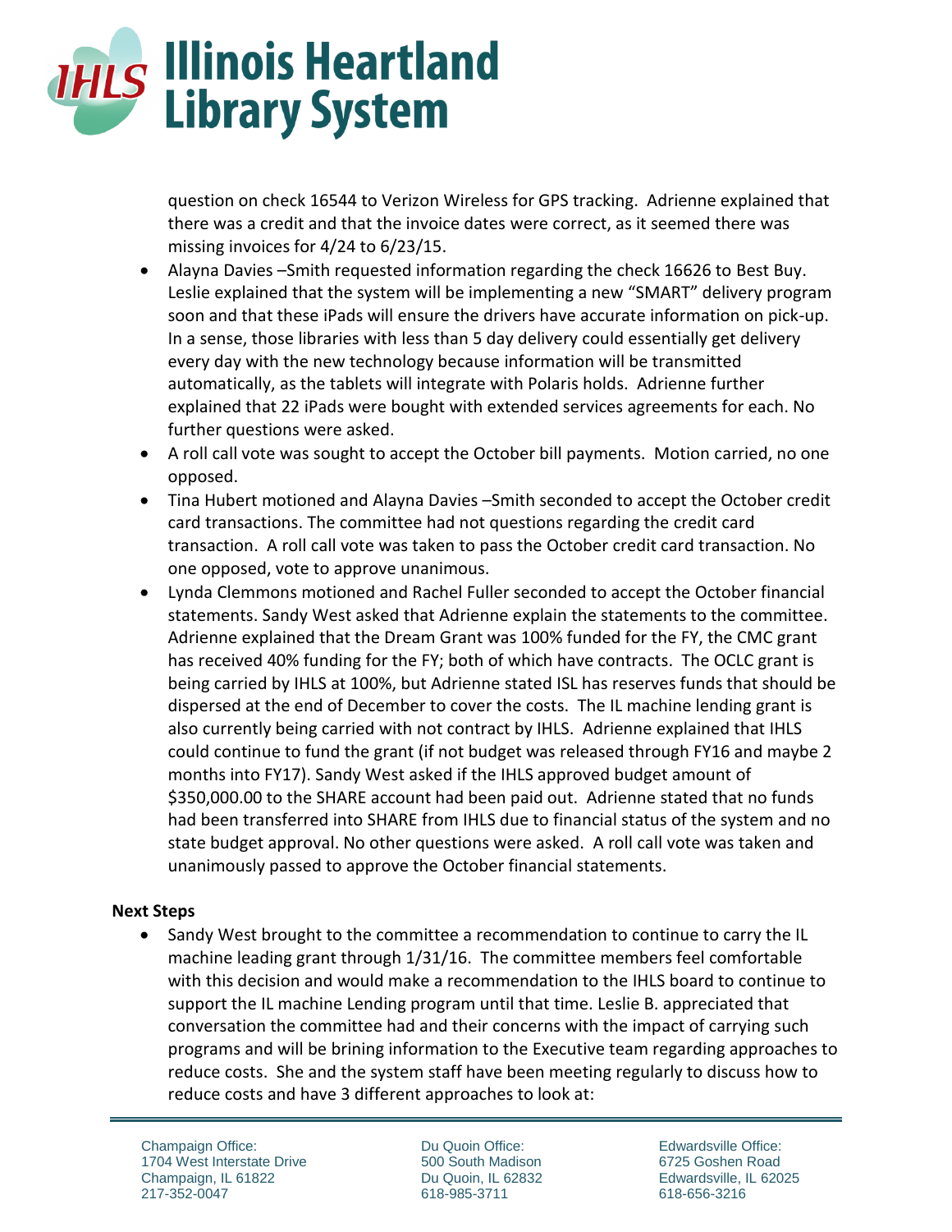question on check 16544 to Verizon Wireless for GPS tracking. Adrienne explained that there was a credit and that the invoice dates were correct, as it seemed there was missing invoices for 4/24 to 6/23/15.

- Alayna Davies –Smith requested information regarding the check 16626 to Best Buy. Leslie explained that the system will be implementing a new "SMART" delivery program soon and that these iPads will ensure the drivers have accurate information on pick-up. In a sense, those libraries with less than 5 day delivery could essentially get delivery every day with the new technology because information will be transmitted automatically, as the tablets will integrate with Polaris holds. Adrienne further explained that 22 iPads were bought with extended services agreements for each. No further questions were asked.
- A roll call vote was sought to accept the October bill payments. Motion carried, no one opposed.
- Tina Hubert motioned and Alayna Davies –Smith seconded to accept the October credit card transactions. The committee had not questions regarding the credit card transaction. A roll call vote was taken to pass the October credit card transaction. No one opposed, vote to approve unanimous.
- Lynda Clemmons motioned and Rachel Fuller seconded to accept the October financial statements. Sandy West asked that Adrienne explain the statements to the committee. Adrienne explained that the Dream Grant was 100% funded for the FY, the CMC grant has received 40% funding for the FY; both of which have contracts. The OCLC grant is being carried by IHLS at 100%, but Adrienne stated ISL has reserves funds that should be dispersed at the end of December to cover the costs. The IL machine lending grant is also currently being carried with not contract by IHLS. Adrienne explained that IHLS could continue to fund the grant (if not budget was released through FY16 and maybe 2 months into FY17). Sandy West asked if the IHLS approved budget amount of $350,000.00 to the SHARE account had been paid out. Adrienne stated that no funds had been transferred into SHARE from IHLS due to financial status of the system and no state budget approval. No other questions were asked. A roll call vote was taken and unanimously passed to approve the October financial statements.

**Next Steps**

- Sandy West brought to the committee a recommendation to continue to carry the IL machine leading grant through 1/31/16. The committee members feel comfortable with this decision and would make a recommendation to the IHLS board to continue to support the IL machine Lending program until that time. Leslie B. appreciated that conversation the committee had and their concerns with the impact of carrying such programs and will be brining information to the Executive team regarding approaches to reduce costs. She and the system staff have been meeting regularly to discuss how to reduce costs and have 3 different approaches to look at: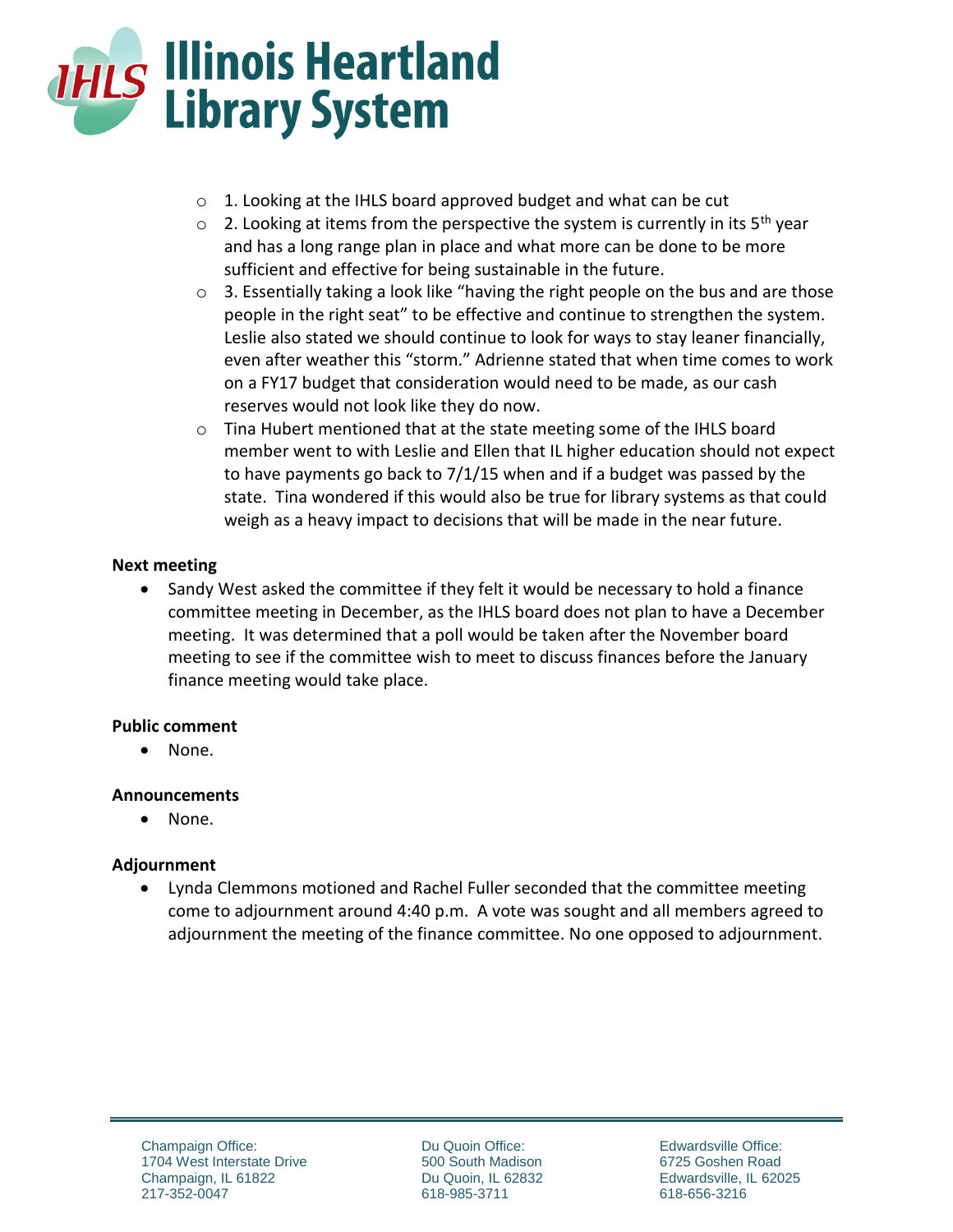- 1. Looking at the IHLS board approved budget and what can be cut
- 2. Looking at items from the perspective the system is currently in its 5th year and has a long range plan in place and what more can be done to be more sufficient and effective for being sustainable in the future.
- 3. Essentially taking a look like "having the right people on the bus and are those people in the right seat" to be effective and continue to strengthen the system. Leslie also stated we should continue to look for ways to stay leaner financially, even after weather this "storm." Adrienne stated that when time comes to work on a FY17 budget that consideration would need to be made, as our cash reserves would not look like they do now.
- Tina Hubert mentioned that at the state meeting some of the IHLS board member went to with Leslie and Ellen that IL higher education should not expect to have payments go back to 7/1/15 when and if a budget was passed by the state. Tina wondered if this would also be true for library systems as that could weigh as a heavy impact to decisions that will be made in the near future.

**Next meeting**

- Sandy West asked the committee if they felt it would be necessary to hold a finance committee meeting in December, as the IHLS board does not plan to have a December meeting. It was determined that a poll would be taken after the November board meeting to see if the committee wish to meet to discuss finances before the January finance meeting would take place.

**Public comment**

- None.

**Announcements**

- None.

**Adjournment**

- Lynda Clemmons motioned and Rachel Fuller seconded that the committee meeting come to adjournment around 4:40 p.m. A vote was sought and all members agreed to adjournment the meeting of the finance committee. No one opposed to adjournment.